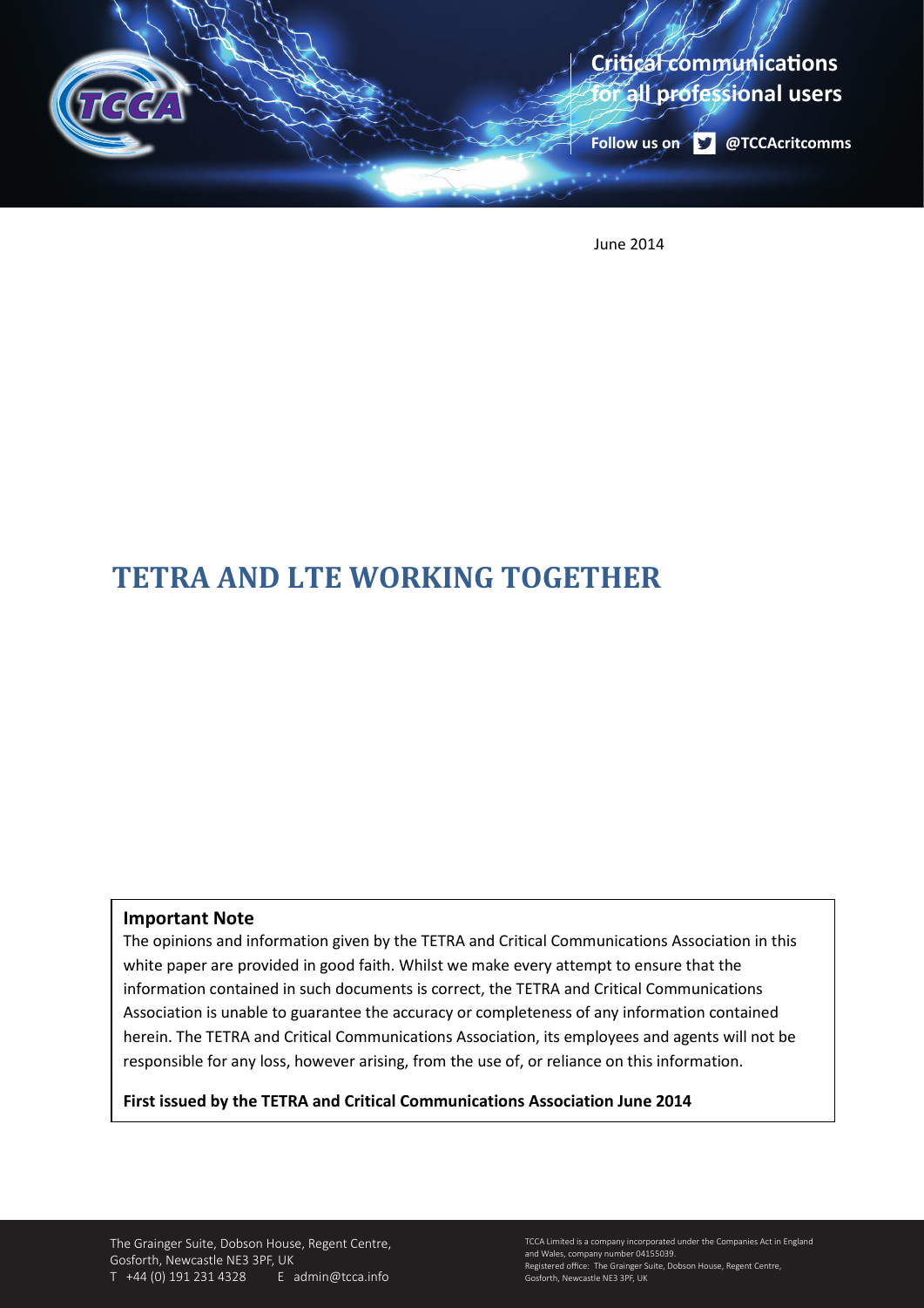**Critical communications for all professional users**

**Follow us on @TCCAcritcomms**

June 2014

# TETRA AND LTE WORKING TOGETHER

**Important Note**

The opinions and information given by the TETRA and Critical Communications Association in this white paper are provided in good faith. Whilst we make every attempt to ensure that the information contained in such documents is correct, the TETRA and Critical Communications Association is unable to guarantee the accuracy or completeness of any information contained herein. The TETRA and Critical Communications Association, its employees and agents will not be responsible for any loss, however arising, from the use of, or reliance on this information.

**First issued by the TETRA and Critical Communications Association June 2014**

The Grainger Suite, Dobson House, Regent Centre, Gosforth, Newcastle NE3 3PF, UK
T +44 (0) 191 231 4328 E admin@tcca.info

TCCA Limited is a company incorporated under the Companies Act in England and Wales, company number 04155039.
Registered office: The Grainger Suite, Dobson House, Regent Centre, Gosforth, Newcastle NE3 3PF, UK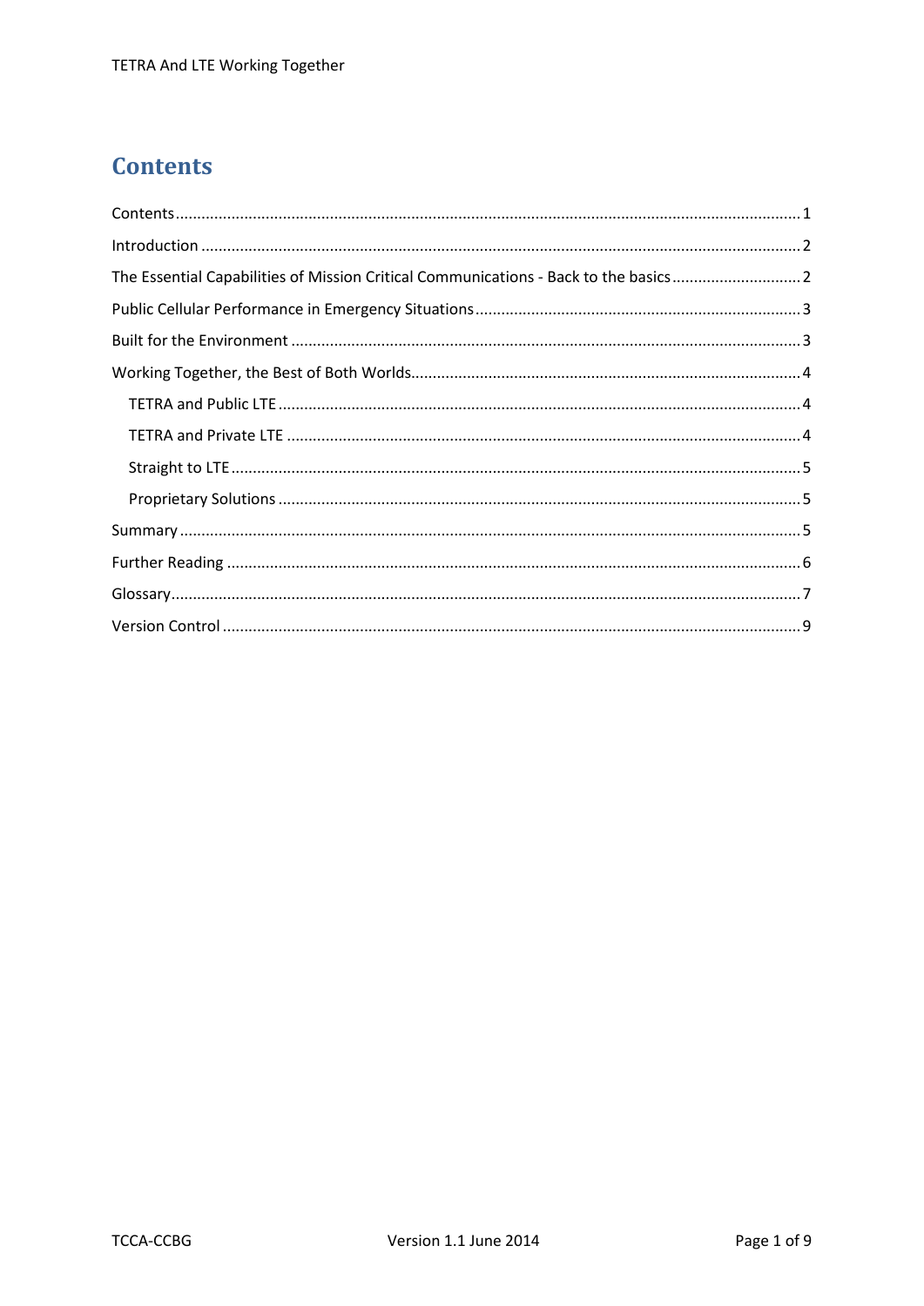# Contents

Contents .......... 1

Introduction .......... 2

The Essential Capabilities of Mission Critical Communications - Back to the basics .......... 2

Public Cellular Performance in Emergency Situations .......... 3

Built for the Environment .......... 3

Working Together, the Best of Both Worlds .......... 4

- TETRA and Public LTE .......... 4
- TETRA and Private LTE .......... 4
- Straight to LTE .......... 5
- Proprietary Solutions .......... 5

Summary .......... 5

Further Reading .......... 6

Glossary .......... 7

Version Control .......... 9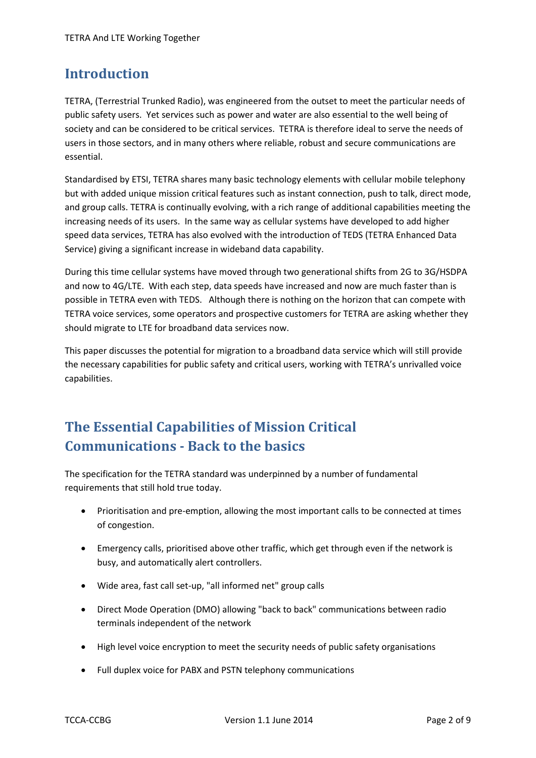## Introduction

TETRA, (Terrestrial Trunked Radio), was engineered from the outset to meet the particular needs of public safety users. Yet services such as power and water are also essential to the well being of society and can be considered to be critical services. TETRA is therefore ideal to serve the needs of users in those sectors, and in many others where reliable, robust and secure communications are essential.

Standardised by ETSI, TETRA shares many basic technology elements with cellular mobile telephony but with added unique mission critical features such as instant connection, push to talk, direct mode, and group calls. TETRA is continually evolving, with a rich range of additional capabilities meeting the increasing needs of its users. In the same way as cellular systems have developed to add higher speed data services, TETRA has also evolved with the introduction of TEDS (TETRA Enhanced Data Service) giving a significant increase in wideband data capability.

During this time cellular systems have moved through two generational shifts from 2G to 3G/HSDPA and now to 4G/LTE. With each step, data speeds have increased and now are much faster than is possible in TETRA even with TEDS. Although there is nothing on the horizon that can compete with TETRA voice services, some operators and prospective customers for TETRA are asking whether they should migrate to LTE for broadband data services now.

This paper discusses the potential for migration to a broadband data service which will still provide the necessary capabilities for public safety and critical users, working with TETRA's unrivalled voice capabilities.

## The Essential Capabilities of Mission Critical Communications - Back to the basics

The specification for the TETRA standard was underpinned by a number of fundamental requirements that still hold true today.

- Prioritisation and pre-emption, allowing the most important calls to be connected at times of congestion.
- Emergency calls, prioritised above other traffic, which get through even if the network is busy, and automatically alert controllers.
- Wide area, fast call set-up, "all informed net" group calls
- Direct Mode Operation (DMO) allowing "back to back" communications between radio terminals independent of the network
- High level voice encryption to meet the security needs of public safety organisations
- Full duplex voice for PABX and PSTN telephony communications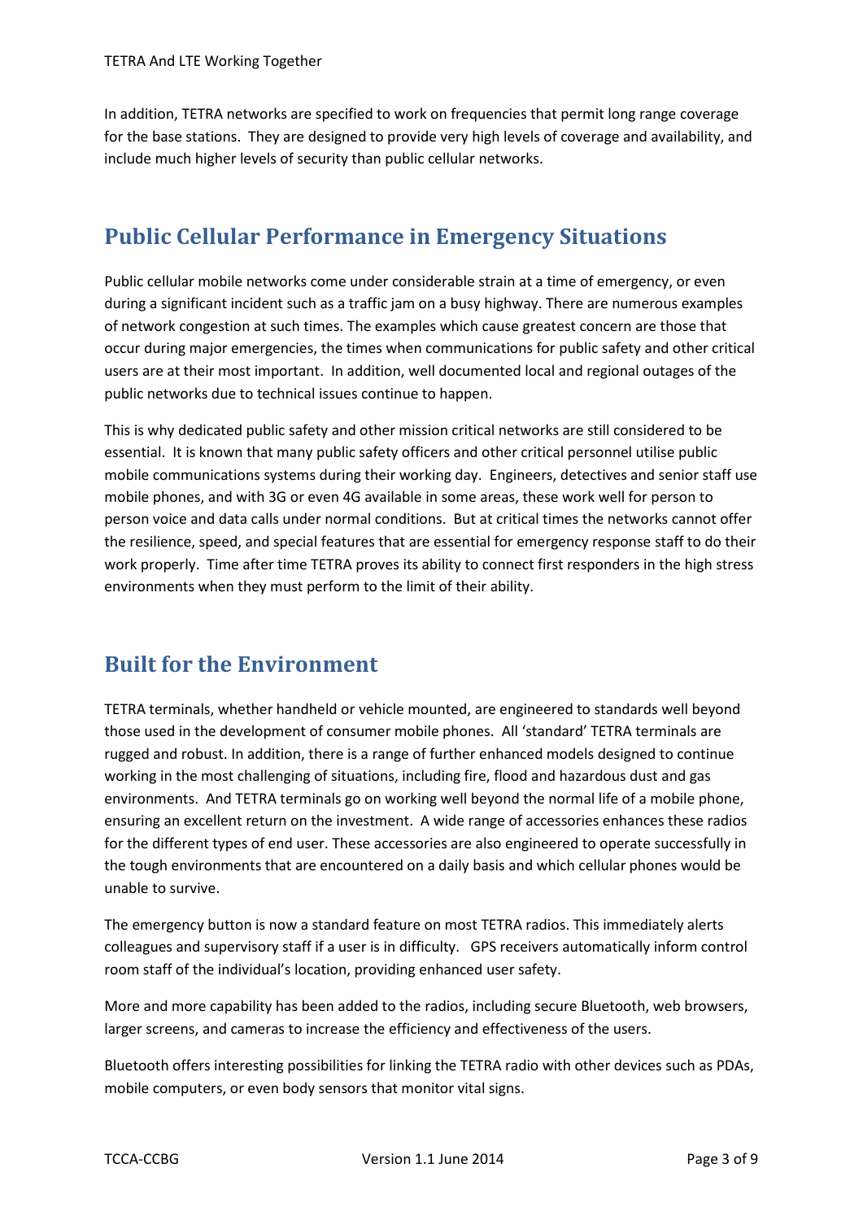In addition, TETRA networks are specified to work on frequencies that permit long range coverage for the base stations. They are designed to provide very high levels of coverage and availability, and include much higher levels of security than public cellular networks.

## Public Cellular Performance in Emergency Situations

Public cellular mobile networks come under considerable strain at a time of emergency, or even during a significant incident such as a traffic jam on a busy highway. There are numerous examples of network congestion at such times. The examples which cause greatest concern are those that occur during major emergencies, the times when communications for public safety and other critical users are at their most important. In addition, well documented local and regional outages of the public networks due to technical issues continue to happen.

This is why dedicated public safety and other mission critical networks are still considered to be essential. It is known that many public safety officers and other critical personnel utilise public mobile communications systems during their working day. Engineers, detectives and senior staff use mobile phones, and with 3G or even 4G available in some areas, these work well for person to person voice and data calls under normal conditions. But at critical times the networks cannot offer the resilience, speed, and special features that are essential for emergency response staff to do their work properly. Time after time TETRA proves its ability to connect first responders in the high stress environments when they must perform to the limit of their ability.

## Built for the Environment

TETRA terminals, whether handheld or vehicle mounted, are engineered to standards well beyond those used in the development of consumer mobile phones. All 'standard' TETRA terminals are rugged and robust. In addition, there is a range of further enhanced models designed to continue working in the most challenging of situations, including fire, flood and hazardous dust and gas environments. And TETRA terminals go on working well beyond the normal life of a mobile phone, ensuring an excellent return on the investment. A wide range of accessories enhances these radios for the different types of end user. These accessories are also engineered to operate successfully in the tough environments that are encountered on a daily basis and which cellular phones would be unable to survive.

The emergency button is now a standard feature on most TETRA radios. This immediately alerts colleagues and supervisory staff if a user is in difficulty. GPS receivers automatically inform control room staff of the individual's location, providing enhanced user safety.

More and more capability has been added to the radios, including secure Bluetooth, web browsers, larger screens, and cameras to increase the efficiency and effectiveness of the users.

Bluetooth offers interesting possibilities for linking the TETRA radio with other devices such as PDAs, mobile computers, or even body sensors that monitor vital signs.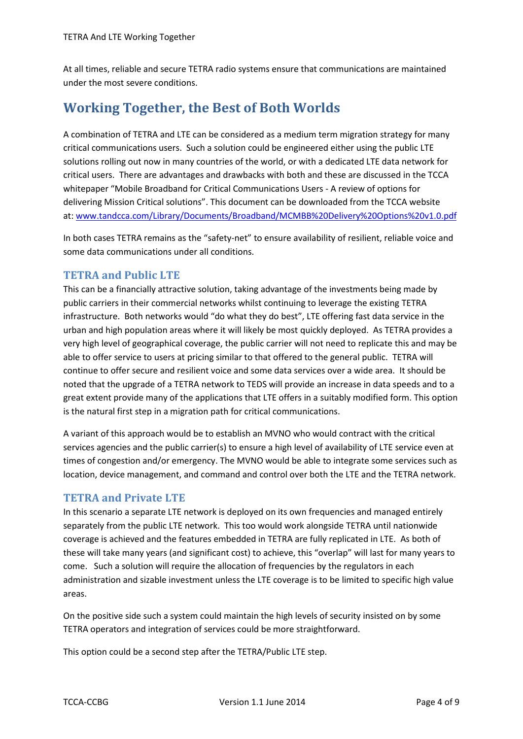At all times, reliable and secure TETRA radio systems ensure that communications are maintained under the most severe conditions.

## Working Together, the Best of Both Worlds

A combination of TETRA and LTE can be considered as a medium term migration strategy for many critical communications users. Such a solution could be engineered either using the public LTE solutions rolling out now in many countries of the world, or with a dedicated LTE data network for critical users. There are advantages and drawbacks with both and these are discussed in the TCCA whitepaper "Mobile Broadband for Critical Communications Users - A review of options for delivering Mission Critical solutions". This document can be downloaded from the TCCA website at: [www.tandcca.com/Library/Documents/Broadband/MCMBB%20Delivery%20Options%20v1.0.pdf](www.tandcca.com/Library/Documents/Broadband/MCMBB%20Delivery%20Options%20v1.0.pdf)

In both cases TETRA remains as the "safety-net" to ensure availability of resilient, reliable voice and some data communications under all conditions.

### TETRA and Public LTE

This can be a financially attractive solution, taking advantage of the investments being made by public carriers in their commercial networks whilst continuing to leverage the existing TETRA infrastructure. Both networks would "do what they do best", LTE offering fast data service in the urban and high population areas where it will likely be most quickly deployed. As TETRA provides a very high level of geographical coverage, the public carrier will not need to replicate this and may be able to offer service to users at pricing similar to that offered to the general public. TETRA will continue to offer secure and resilient voice and some data services over a wide area. It should be noted that the upgrade of a TETRA network to TEDS will provide an increase in data speeds and to a great extent provide many of the applications that LTE offers in a suitably modified form. This option is the natural first step in a migration path for critical communications.

A variant of this approach would be to establish an MVNO who would contract with the critical services agencies and the public carrier(s) to ensure a high level of availability of LTE service even at times of congestion and/or emergency. The MVNO would be able to integrate some services such as location, device management, and command and control over both the LTE and the TETRA network.

### TETRA and Private LTE

In this scenario a separate LTE network is deployed on its own frequencies and managed entirely separately from the public LTE network. This too would work alongside TETRA until nationwide coverage is achieved and the features embedded in TETRA are fully replicated in LTE. As both of these will take many years (and significant cost) to achieve, this "overlap" will last for many years to come. Such a solution will require the allocation of frequencies by the regulators in each administration and sizable investment unless the LTE coverage is to be limited to specific high value areas.

On the positive side such a system could maintain the high levels of security insisted on by some TETRA operators and integration of services could be more straightforward.

This option could be a second step after the TETRA/Public LTE step.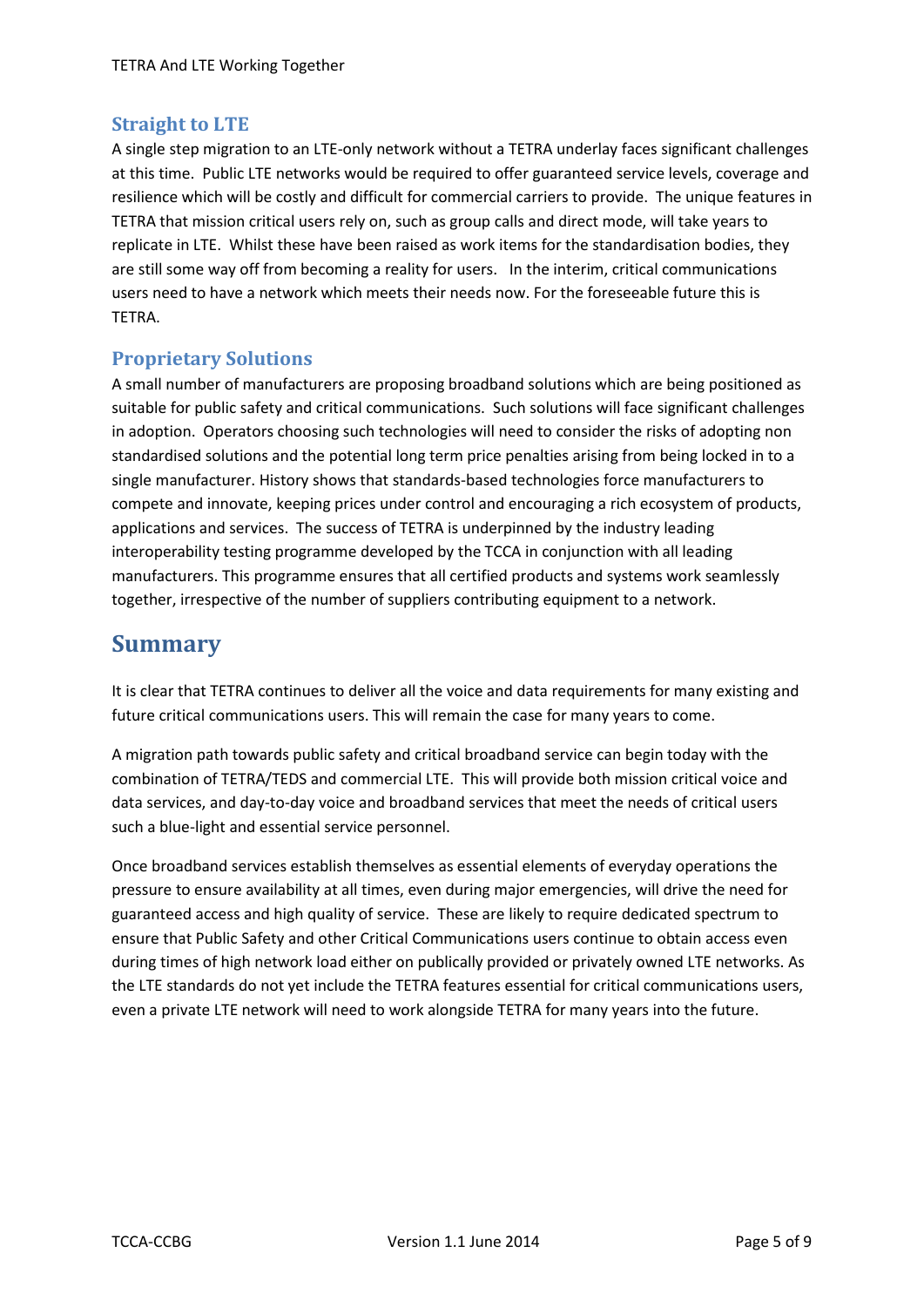### Straight to LTE

A single step migration to an LTE-only network without a TETRA underlay faces significant challenges at this time. Public LTE networks would be required to offer guaranteed service levels, coverage and resilience which will be costly and difficult for commercial carriers to provide. The unique features in TETRA that mission critical users rely on, such as group calls and direct mode, will take years to replicate in LTE. Whilst these have been raised as work items for the standardisation bodies, they are still some way off from becoming a reality for users. In the interim, critical communications users need to have a network which meets their needs now. For the foreseeable future this is TETRA.

### Proprietary Solutions

A small number of manufacturers are proposing broadband solutions which are being positioned as suitable for public safety and critical communications. Such solutions will face significant challenges in adoption. Operators choosing such technologies will need to consider the risks of adopting non standardised solutions and the potential long term price penalties arising from being locked in to a single manufacturer. History shows that standards-based technologies force manufacturers to compete and innovate, keeping prices under control and encouraging a rich ecosystem of products, applications and services. The success of TETRA is underpinned by the industry leading interoperability testing programme developed by the TCCA in conjunction with all leading manufacturers. This programme ensures that all certified products and systems work seamlessly together, irrespective of the number of suppliers contributing equipment to a network.

## Summary

It is clear that TETRA continues to deliver all the voice and data requirements for many existing and future critical communications users. This will remain the case for many years to come.

A migration path towards public safety and critical broadband service can begin today with the combination of TETRA/TEDS and commercial LTE. This will provide both mission critical voice and data services, and day-to-day voice and broadband services that meet the needs of critical users such a blue-light and essential service personnel.

Once broadband services establish themselves as essential elements of everyday operations the pressure to ensure availability at all times, even during major emergencies, will drive the need for guaranteed access and high quality of service. These are likely to require dedicated spectrum to ensure that Public Safety and other Critical Communications users continue to obtain access even during times of high network load either on publically provided or privately owned LTE networks. As the LTE standards do not yet include the TETRA features essential for critical communications users, even a private LTE network will need to work alongside TETRA for many years into the future.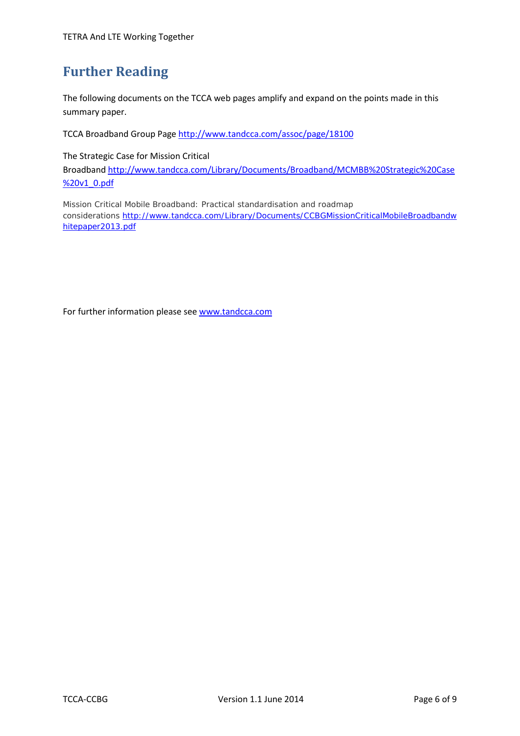## Further Reading

The following documents on the TCCA web pages amplify and expand on the points made in this summary paper.

TCCA Broadband Group Page http://www.tandcca.com/assoc/page/18100

The Strategic Case for Mission Critical Broadband http://www.tandcca.com/Library/Documents/Broadband/MCMBB%20Strategic%20Case%20v1_0.pdf

Mission Critical Mobile Broadband: Practical standardisation and roadmap considerations http://www.tandcca.com/Library/Documents/CCBGMissionCriticalMobileBroadbandwhitepaper2013.pdf

For further information please see www.tandcca.com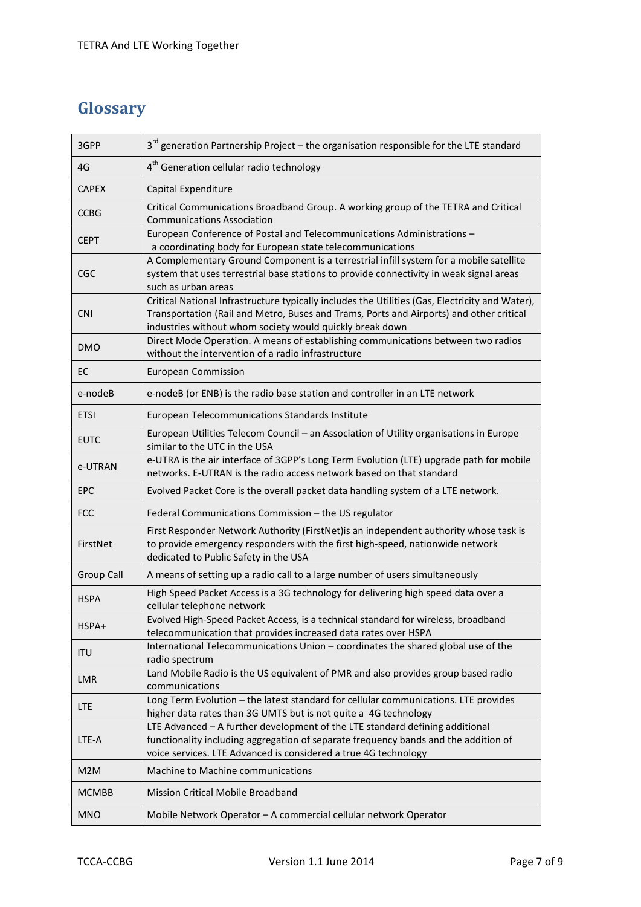# Glossary

| | |
|---|---|
| 3GPP | 3rd generation Partnership Project – the organisation responsible for the LTE standard |
| 4G | 4th Generation cellular radio technology |
| CAPEX | Capital Expenditure |
| CCBG | Critical Communications Broadband Group. A working group of the TETRA and Critical Communications Association |
| CEPT | European Conference of Postal and Telecommunications Administrations – a coordinating body for European state telecommunications |
| CGC | A Complementary Ground Component is a terrestrial infill system for a mobile satellite system that uses terrestrial base stations to provide connectivity in weak signal areas such as urban areas |
| CNI | Critical National Infrastructure typically includes the Utilities (Gas, Electricity and Water), Transportation (Rail and Metro, Buses and Trams, Ports and Airports) and other critical industries without whom society would quickly break down |
| DMO | Direct Mode Operation. A means of establishing communications between two radios without the intervention of a radio infrastructure |
| EC | European Commission |
| e-nodeB | e-nodeB (or ENB) is the radio base station and controller in an LTE network |
| ETSI | European Telecommunications Standards Institute |
| EUTC | European Utilities Telecom Council – an Association of Utility organisations in Europe similar to the UTC in the USA |
| e-UTRAN | e-UTRA is the air interface of 3GPP's Long Term Evolution (LTE) upgrade path for mobile networks. E-UTRAN is the radio access network based on that standard |
| EPC | Evolved Packet Core is the overall packet data handling system of a LTE network. |
| FCC | Federal Communications Commission – the US regulator |
| FirstNet | First Responder Network Authority (FirstNet)is an independent authority whose task is to provide emergency responders with the first high-speed, nationwide network dedicated to Public Safety in the USA |
| Group Call | A means of setting up a radio call to a large number of users simultaneously |
| HSPA | High Speed Packet Access is a 3G technology for delivering high speed data over a cellular telephone network |
| HSPA+ | Evolved High-Speed Packet Access, is a technical standard for wireless, broadband telecommunication that provides increased data rates over HSPA |
| ITU | International Telecommunications Union – coordinates the shared global use of the radio spectrum |
| LMR | Land Mobile Radio is the US equivalent of PMR and also provides group based radio communications |
| LTE | Long Term Evolution – the latest standard for cellular communications. LTE provides higher data rates than 3G UMTS but is not quite a 4G technology |
| LTE-A | LTE Advanced – A further development of the LTE standard defining additional functionality including aggregation of separate frequency bands and the addition of voice services. LTE Advanced is considered a true 4G technology |
| M2M | Machine to Machine communications |
| MCMBB | Mission Critical Mobile Broadband |
| MNO | Mobile Network Operator – A commercial cellular network Operator |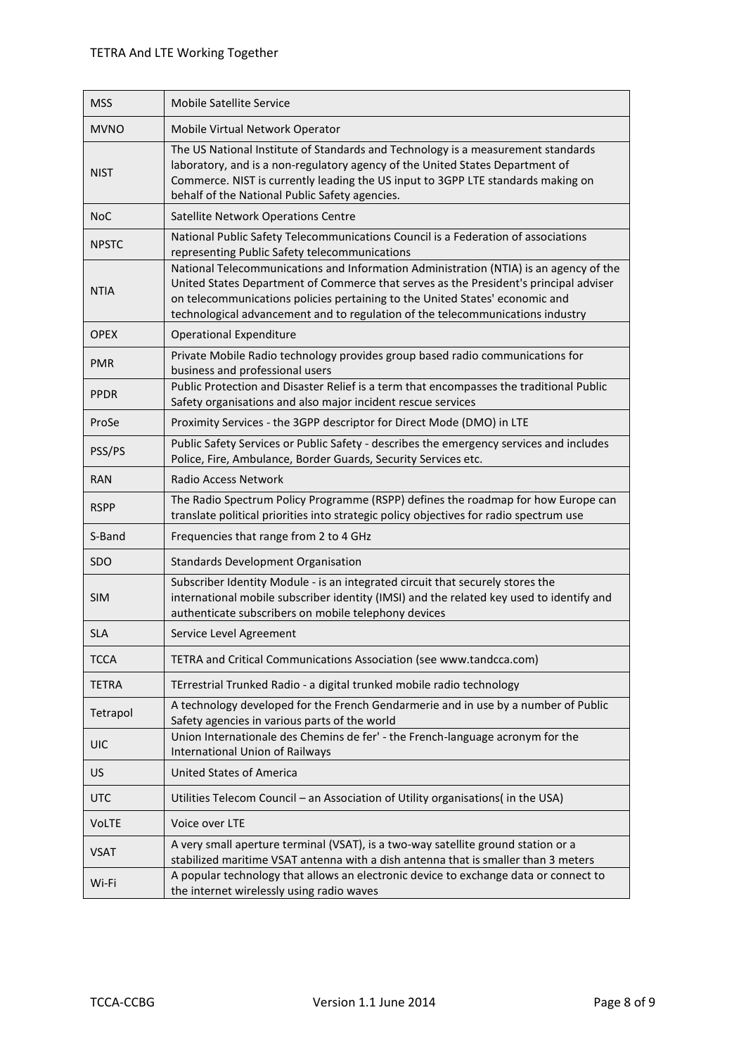| MSS | Mobile Satellite Service |
|---|---|
| MVNO | Mobile Virtual Network Operator |
| NIST | The US National Institute of Standards and Technology is a measurement standards laboratory, and is a non-regulatory agency of the United States Department of Commerce. NIST is currently leading the US input to 3GPP LTE standards making on behalf of the National Public Safety agencies. |
| NoC | Satellite Network Operations Centre |
| NPSTC | National Public Safety Telecommunications Council is a Federation of associations representing Public Safety telecommunications |
| NTIA | National Telecommunications and Information Administration (NTIA) is an agency of the United States Department of Commerce that serves as the President's principal adviser on telecommunications policies pertaining to the United States' economic and technological advancement and to regulation of the telecommunications industry |
| OPEX | Operational Expenditure |
| PMR | Private Mobile Radio technology provides group based radio communications for business and professional users |
| PPDR | Public Protection and Disaster Relief is a term that encompasses the traditional Public Safety organisations and also major incident rescue services |
| ProSe | Proximity Services - the 3GPP descriptor for Direct Mode (DMO) in LTE |
| PSS/PS | Public Safety Services or Public Safety - describes the emergency services and includes Police, Fire, Ambulance, Border Guards, Security Services etc. |
| RAN | Radio Access Network |
| RSPP | The Radio Spectrum Policy Programme (RSPP) defines the roadmap for how Europe can translate political priorities into strategic policy objectives for radio spectrum use |
| S-Band | Frequencies that range from 2 to 4 GHz |
| SDO | Standards Development Organisation |
| SIM | Subscriber Identity Module - is an integrated circuit that securely stores the international mobile subscriber identity (IMSI) and the related key used to identify and authenticate subscribers on mobile telephony devices |
| SLA | Service Level Agreement |
| TCCA | TETRA and Critical Communications Association (see www.tandcca.com) |
| TETRA | TErrestrial Trunked Radio - a digital trunked mobile radio technology |
| Tetrapol | A technology developed for the French Gendarmerie and in use by a number of Public Safety agencies in various parts of the world |
| UIC | Union Internationale des Chemins de fer' - the French-language acronym for the International Union of Railways |
| US | United States of America |
| UTC | Utilities Telecom Council – an Association of Utility organisations( in the USA) |
| VoLTE | Voice over LTE |
| VSAT | A very small aperture terminal (VSAT), is a two-way satellite ground station or a stabilized maritime VSAT antenna with a dish antenna that is smaller than 3 meters |
| Wi-Fi | A popular technology that allows an electronic device to exchange data or connect to the internet wirelessly using radio waves |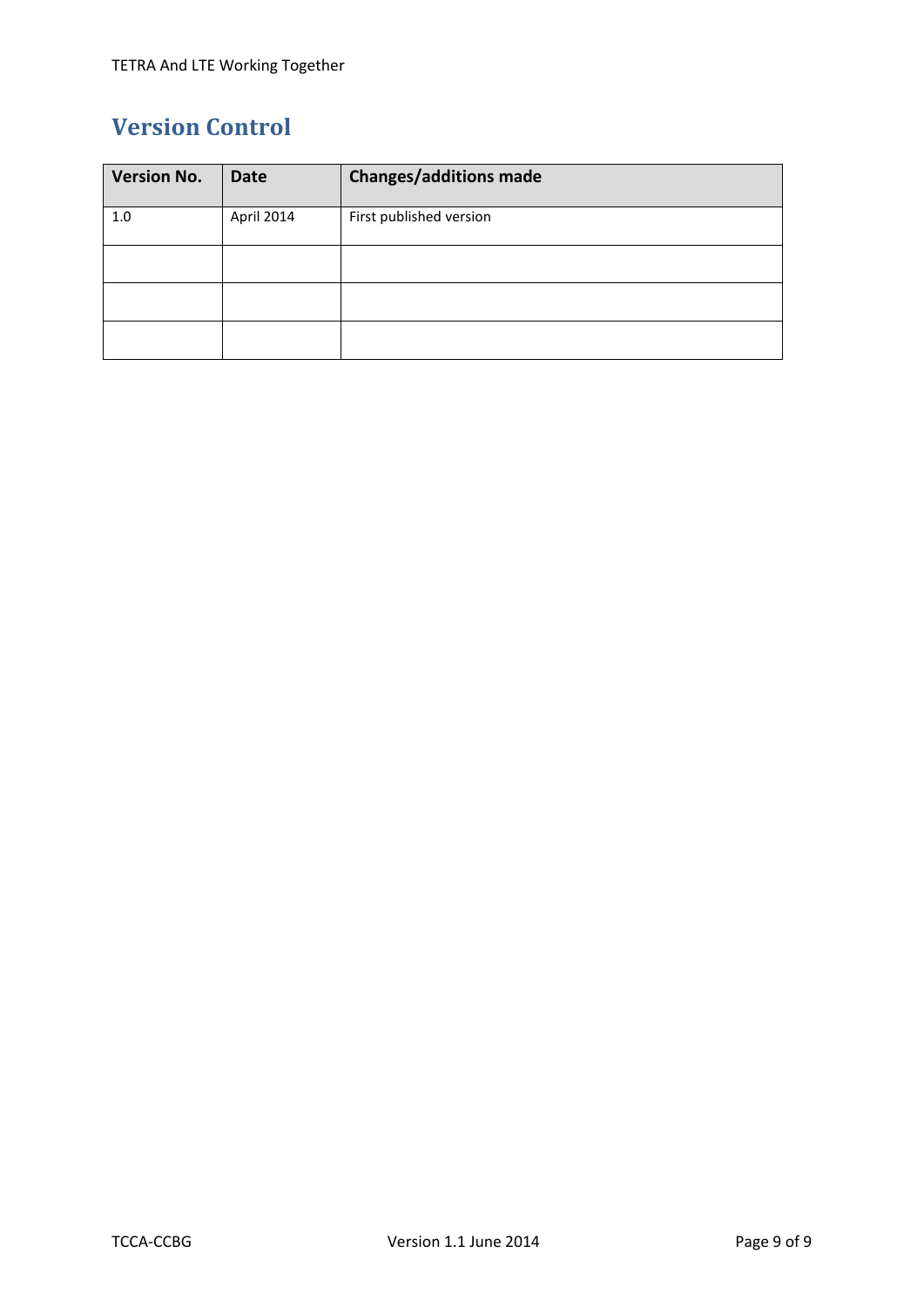## Version Control

| Version No. | Date | Changes/additions made |
| --- | --- | --- |
| 1.0 | April 2014 | First published version |
| | | |
| | | |
| | | |